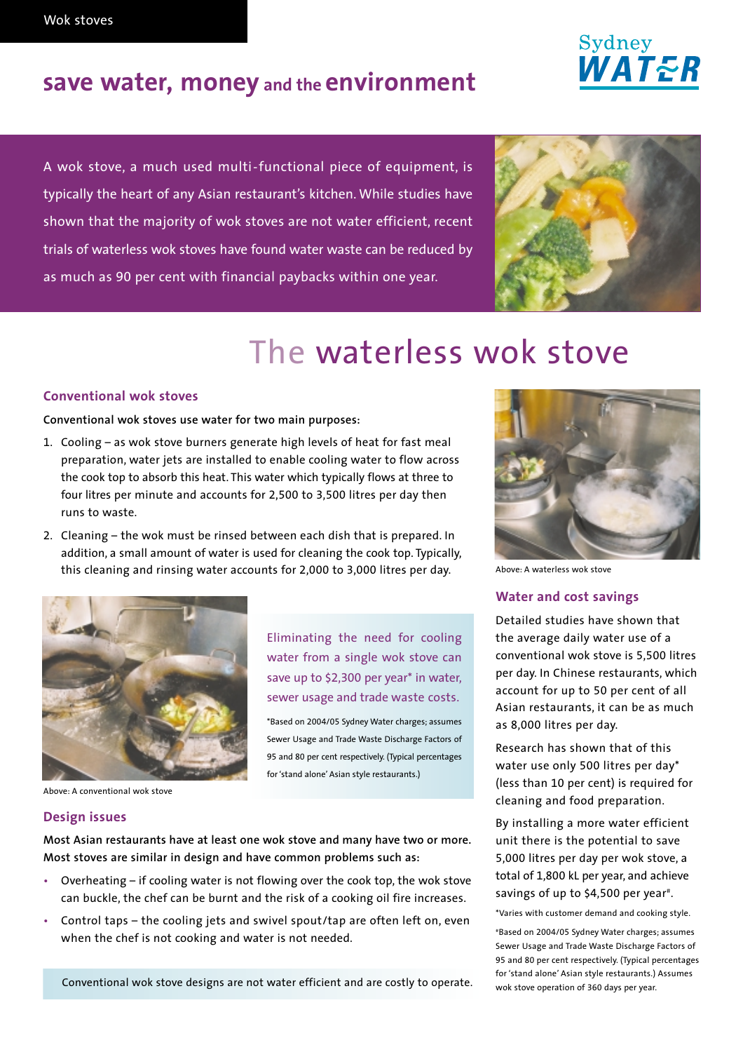Wok stoves

## save water, money and the environment

Sydney WATER

A wok stove, a much used multi-functional piece of equipment, is typically the heart of any Asian restaurant's kitchen. While studies have shown that the majority of wok stoves are not water efficient, recent trials of waterless wok stoves have found water waste can be reduced by as much as 90 per cent with financial paybacks within one year.

# The waterless wok stove

### Conventional wok stoves

**Conventional wok stoves use water for two main purposes:**

1. Cooling – as wok stove burners generate high levels of heat for fast meal preparation, water jets are installed to enable cooling water to flow across the cook top to absorb this heat. This water which typically flows at three to four litres per minute and accounts for 2,500 to 3,500 litres per day then runs to waste.
2. Cleaning – the wok must be rinsed between each dish that is prepared. In addition, a small amount of water is used for cleaning the cook top. Typically, this cleaning and rinsing water accounts for 2,000 to 3,000 litres per day.

Above: A conventional wok stove

Eliminating the need for cooling water from a single wok stove can save up to $2,300 per year* in water, sewer usage and trade waste costs.

*Based on 2004/05 Sydney Water charges; assumes Sewer Usage and Trade Waste Discharge Factors of 95 and 80 per cent respectively. (Typical percentages for 'stand alone' Asian style restaurants.)

### Design issues

**Most Asian restaurants have at least one wok stove and many have two or more. Most stoves are similar in design and have common problems such as:**

- Overheating – if cooling water is not flowing over the cook top, the wok stove can buckle, the chef can be burnt and the risk of a cooking oil fire increases.
- Control taps – the cooling jets and swivel spout/tap are often left on, even when the chef is not cooking and water is not needed.

Conventional wok stove designs are not water efficient and are costly to operate.

Above: A waterless wok stove

### Water and cost savings

Detailed studies have shown that the average daily water use of a conventional wok stove is 5,500 litres per day. In Chinese restaurants, which account for up to 50 per cent of all Asian restaurants, it can be as much as 8,000 litres per day.

Research has shown that of this water use only 500 litres per day* (less than 10 per cent) is required for cleaning and food preparation.

By installing a more water efficient unit there is the potential to save 5,000 litres per day per wok stove, a total of 1,800 kL per year, and achieve savings of up to $4,500 per year#.

*Varies with customer demand and cooking style.

#Based on 2004/05 Sydney Water charges; assumes Sewer Usage and Trade Waste Discharge Factors of 95 and 80 per cent respectively. (Typical percentages for 'stand alone' Asian style restaurants.) Assumes wok stove operation of 360 days per year.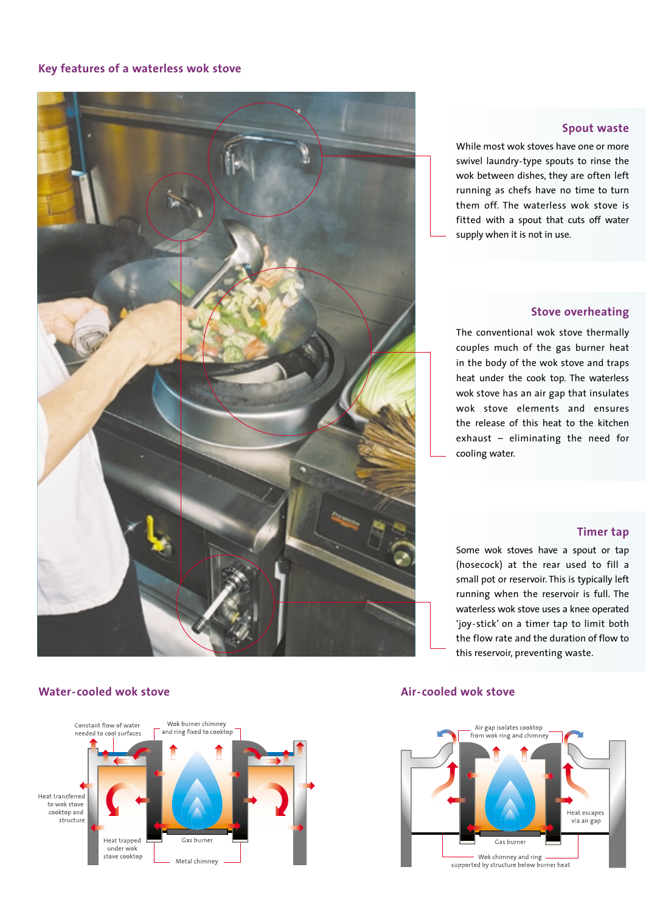## Key features of a waterless wok stove

### Spout waste

While most wok stoves have one or more swivel laundry-type spouts to rinse the wok between dishes, they are often left running as chefs have no time to turn them off. The waterless wok stove is fitted with a spout that cuts off water supply when it is not in use.

### Stove overheating

The conventional wok stove thermally couples much of the gas burner heat in the body of the wok stove and traps heat under the cook top. The waterless wok stove has an air gap that insulates wok stove elements and ensures the release of this heat to the kitchen exhaust – eliminating the need for cooling water.

### Timer tap

Some wok stoves have a spout or tap (hosecock) at the rear used to fill a small pot or reservoir. This is typically left running when the reservoir is full. The waterless wok stove uses a knee operated 'joy-stick' on a timer tap to limit both the flow rate and the duration of flow to this reservoir, preventing waste.

## Water-cooled wok stove

Constant flow of water needed to cool surfaces

Wok burner chimney and ring fixed to cooktop

Heat transferred to wok stove cooktop and structure

Heat trapped under wok stove cooktop

Gas burner

Metal chimney

## Air-cooled wok stove

Air gap isolates cooktop from wok ring and chimney

Heat escapes via air gap

Gas burner

Wok chimney and ring supported by structure below burner heat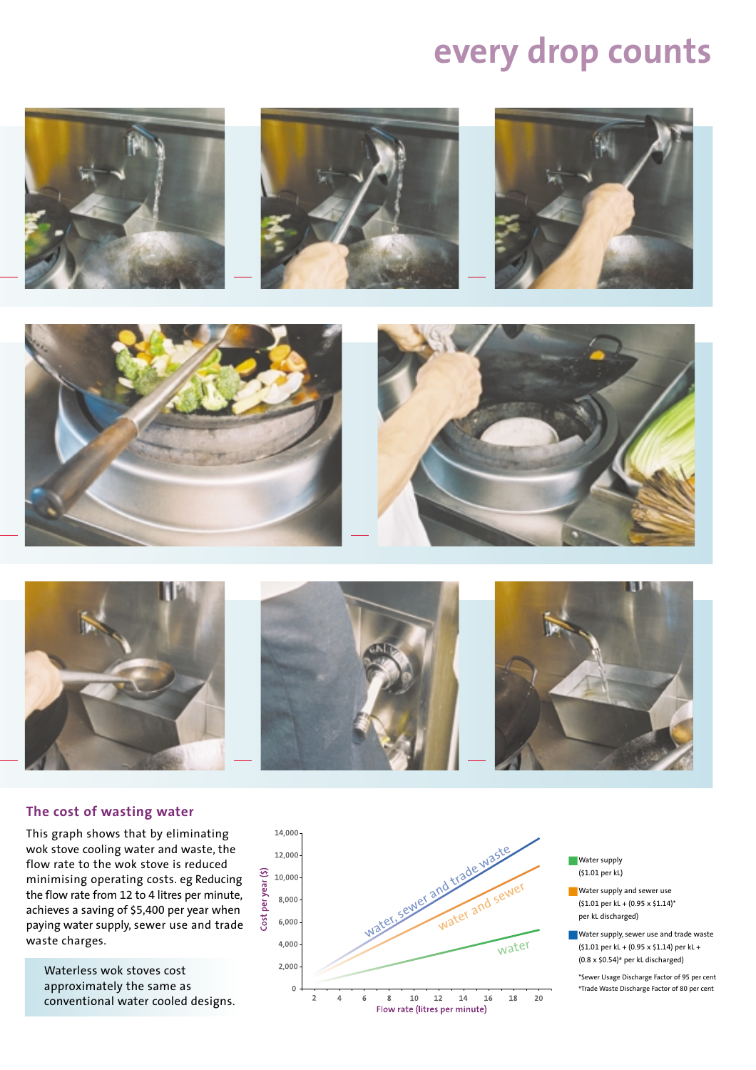# every drop counts

## The cost of wasting water

This graph shows that by eliminating wok stove cooling water and waste, the flow rate to the wok stove is reduced minimising operating costs. eg Reducing the flow rate from 12 to 4 litres per minute, achieves a saving of $5,400 per year when paying water supply, sewer use and trade waste charges.

Waterless wok stoves cost approximately the same as conventional water cooled designs.

Water supply ($1.01 per kL)

Water supply and sewer use ($1.01 per kL + (0.95 x $1.14)* per kL discharged)

Water supply, sewer use and trade waste ($1.01 per kL + (0.95 x $1.14) per kL + (0.8 x $0.54)* per kL discharged)

*Sewer Usage Discharge Factor of 95 per cent

*Trade Waste Discharge Factor of 80 per cent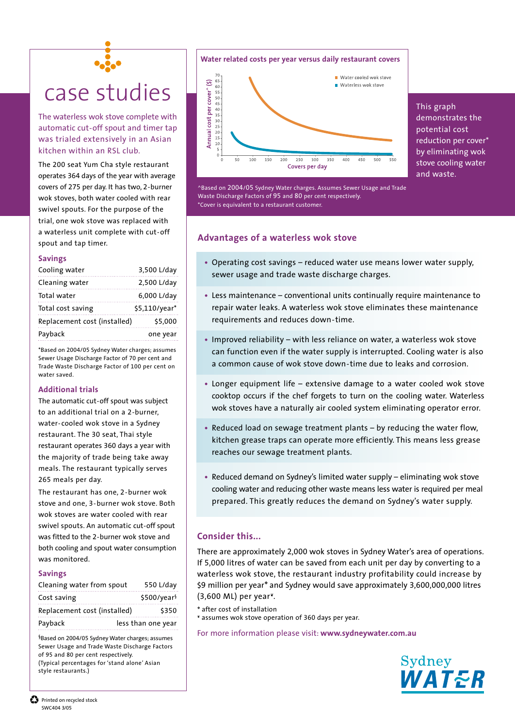# case studies

The waterless wok stove complete with automatic cut-off spout and timer tap was trialed extensively in an Asian kitchen within an RSL club.

The 200 seat Yum Cha style restaurant operates 364 days of the year with average covers of 275 per day. It has two, 2-burner wok stoves, both water cooled with rear swivel spouts. For the purpose of the trial, one wok stove was replaced with a waterless unit complete with cut-off spout and tap timer.

### Savings

| | |
|---|---|
| Cooling water | 3,500 L/day |
| Cleaning water | 2,500 L/day |
| Total water | 6,000 L/day |
| Total cost saving | $5,110/year* |
| Replacement cost (installed) | $5,000 |
| Payback | one year |

*Based on 2004/05 Sydney Water charges; assumes Sewer Usage Discharge Factor of 70 per cent and Trade Waste Discharge Factor of 100 per cent on water saved.

### Additional trials

The automatic cut-off spout was subject to an additional trial on a 2-burner, water-cooled wok stove in a Sydney restaurant. The 30 seat, Thai style restaurant operates 360 days a year with the majority of trade being take away meals. The restaurant typically serves 265 meals per day.

The restaurant has one, 2-burner wok stove and one, 3-burner wok stove. Both wok stoves are water cooled with rear swivel spouts. An automatic cut-off spout was fitted to the 2-burner wok stove and both cooling and spout water consumption was monitored.

### Savings

| | |
|---|---|
| Cleaning water from spout | 550 L/day |
| Cost saving | $500/year§ |
| Replacement cost (installed) | $350 |
| Payback | less than one year |

§Based on 2004/05 Sydney Water charges; assumes Sewer Usage and Trade Waste Discharge Factors of 95 and 80 per cent respectively. (Typical percentages for 'stand alone' Asian style restaurants.)

**Water related costs per year versus daily restaurant covers**

Annual cost per cover^ ($)

0 5 10 15 20 25 30 35 40 45 50 55 60 65 70

Covers per day

0 50 100 150 200 250 300 350 400 450 500 550

Water cooled wok stove

Waterless wok stove

This graph demonstrates the potential cost reduction per cover* by eliminating wok stove cooling water and waste.

^Based on 2004/05 Sydney Water charges. Assumes Sewer Usage and Trade Waste Discharge Factors of 95 and 80 per cent respectively.
*Cover is equivalent to a restaurant customer.

## Advantages of a waterless wok stove

- Operating cost savings – reduced water use means lower water supply, sewer usage and trade waste discharge charges.
- Less maintenance – conventional units continually require maintenance to repair water leaks. A waterless wok stove eliminates these maintenance requirements and reduces down-time.
- Improved reliability – with less reliance on water, a waterless wok stove can function even if the water supply is interrupted. Cooling water is also a common cause of wok stove down-time due to leaks and corrosion.
- Longer equipment life – extensive damage to a water cooled wok stove cooktop occurs if the chef forgets to turn on the cooling water. Waterless wok stoves have a naturally air cooled system eliminating operator error.
- Reduced load on sewage treatment plants – by reducing the water flow, kitchen grease traps can operate more efficiently. This means less grease reaches our sewage treatment plants.
- Reduced demand on Sydney's limited water supply – eliminating wok stove cooling water and reducing other waste means less water is required per meal prepared. This greatly reduces the demand on Sydney's water supply.

## Consider this...

There are approximately 2,000 wok stoves in Sydney Water's area of operations. If 5,000 litres of water can be saved from each unit per day by converting to a waterless wok stove, the restaurant industry profitability could increase by $9 million per year♦ and Sydney would save approximately 3,600,000,000 litres (3,600 ML) per year♦.

♦ after cost of installation
♦ assumes wok stove operation of 360 days per year.

For more information please visit: **www.sydneywater.com.au**

Sydney WATER

Printed on recycled stock
SWC404 3/05